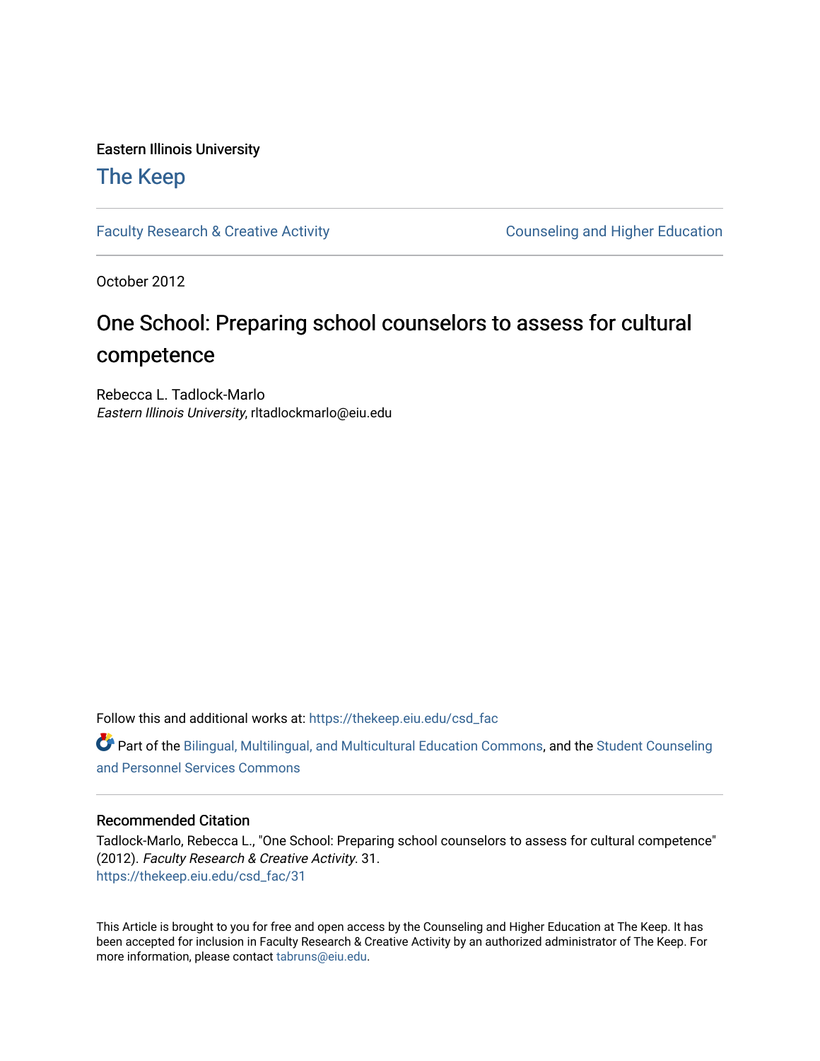Eastern Illinois University

# The Keep

Faculty Research & Creative Activity | Counseling and Higher Education

October 2012

## One School: Preparing school counselors to assess for cultural competence

Rebecca L. Tadlock-Marlo
*Eastern Illinois University*, rltadlockmarlo@eiu.edu

Follow this and additional works at: https://thekeep.eiu.edu/csd_fac

Part of the Bilingual, Multilingual, and Multicultural Education Commons, and the Student Counseling and Personnel Services Commons

### Recommended Citation

Tadlock-Marlo, Rebecca L., "One School: Preparing school counselors to assess for cultural competence" (2012). *Faculty Research & Creative Activity*. 31.
https://thekeep.eiu.edu/csd_fac/31

This Article is brought to you for free and open access by the Counseling and Higher Education at The Keep. It has been accepted for inclusion in Faculty Research & Creative Activity by an authorized administrator of The Keep. For more information, please contact tabruns@eiu.edu.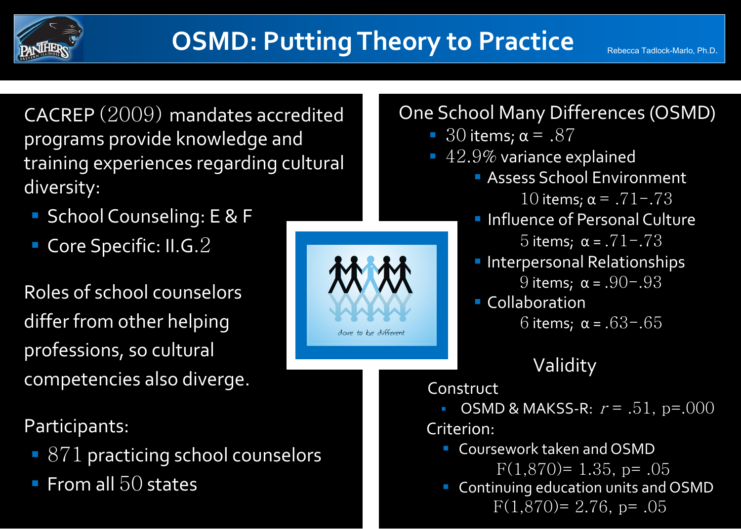# OSMD: Putting Theory to Practice

Rebecca Tadlock-Marlo, Ph.D.

CACREP (2009) mandates accredited programs provide knowledge and training experiences regarding cultural diversity:

- School Counseling: E & F
- Core Specific: II.G.2

Roles of school counselors differ from other helping professions, so cultural competencies also diverge.

Participants:

- 871 practicing school counselors
- From all 50 states

dare to be different

## One School Many Differences (OSMD)

- 30 items; $\alpha = .87$
- 42.9% variance explained
  - Assess School Environment
    - 10 items; $\alpha = .71-.73$
  - Influence of Personal Culture
    - 5 items; $\alpha = .71-.73$
  - Interpersonal Relationships
    - 9 items; $\alpha = .90-.93$
  - Collaboration
    - 6 items; $\alpha = .63-.65$

### Validity

Construct

- OSMD & MAKSS-R: $r = .51$, $p=.000$

Criterion:

- Coursework taken and OSMD
  - $F(1,870) = 1.35$, $p = .05$
- Continuing education units and OSMD
  - $F(1,870) = 2.76$, $p = .05$